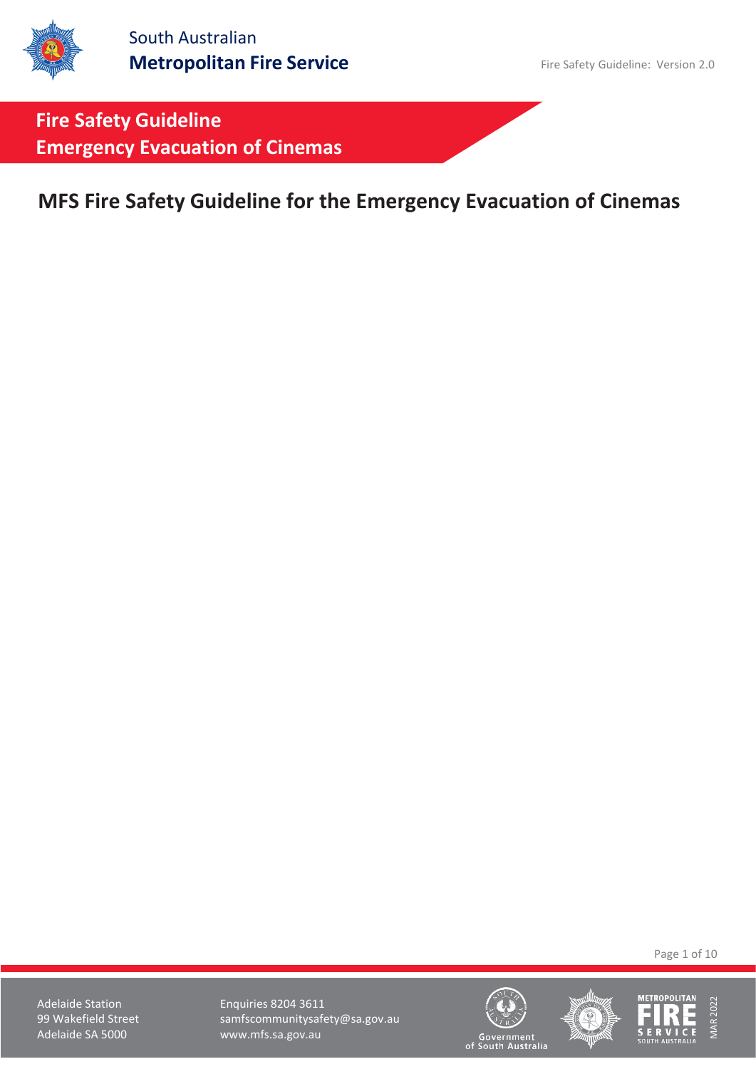South Australian
**Metropolitan Fire Service**

Fire Safety Guideline: Version 2.0

**Fire Safety Guideline**
**Emergency Evacuation of Cinemas**

# MFS Fire Safety Guideline for the Emergency Evacuation of Cinemas

Adelaide Station
99 Wakefield Street
Adelaide SA 5000

Enquiries 8204 3611
samfscommunitysafety@sa.gov.au
www.mfs.sa.gov.au

MAR 2022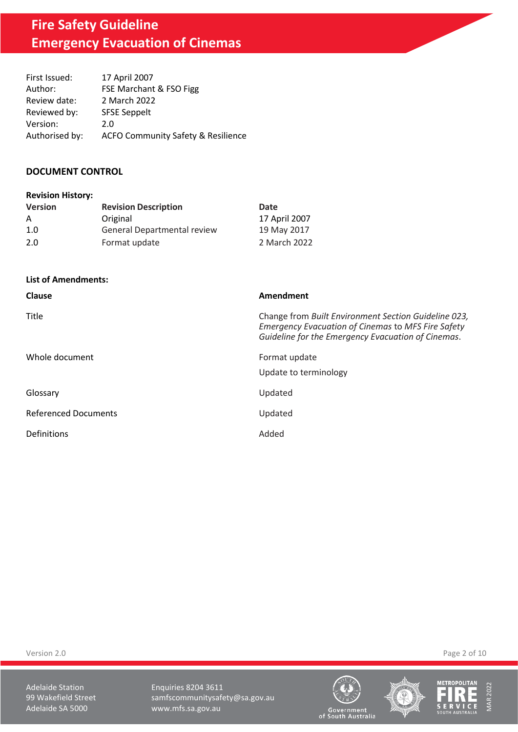# Fire Safety Guideline
# Emergency Evacuation of Cinemas

| | |
|---|---|
| First Issued: | 17 April 2007 |
| Author: | FSE Marchant & FSO Figg |
| Review date: | 2 March 2022 |
| Reviewed by: | SFSE Seppelt |
| Version: | 2.0 |
| Authorised by: | ACFO Community Safety & Resilience |

## DOCUMENT CONTROL

**Revision History:**

| Version | Revision Description | Date |
|---|---|---|
| A | Original | 17 April 2007 |
| 1.0 | General Departmental review | 19 May 2017 |
| 2.0 | Format update | 2 March 2022 |

**List of Amendments:**

| Clause | Amendment |
|---|---|
| Title | Change from *Built Environment Section Guideline 023, Emergency Evacuation of Cinemas* to *MFS Fire Safety Guideline for the Emergency Evacuation of Cinemas*. |
| Whole document | Format update<br>Update to terminology |
| Glossary | Updated |
| Referenced Documents | Updated |
| Definitions | Added |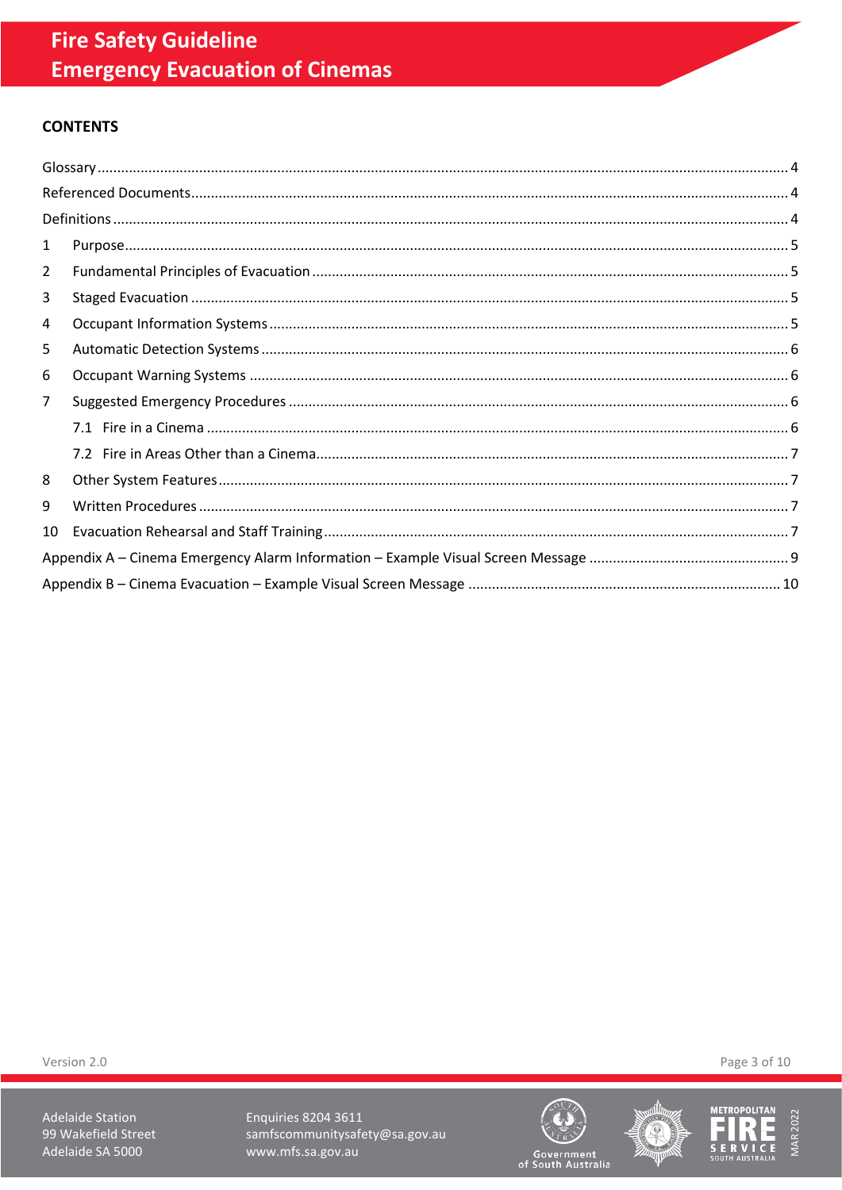## CONTENTS

Glossary ........ 4
Referenced Documents ........ 4
Definitions ........ 4
1 Purpose ........ 5
2 Fundamental Principles of Evacuation ........ 5
3 Staged Evacuation ........ 5
4 Occupant Information Systems ........ 5
5 Automatic Detection Systems ........ 6
6 Occupant Warning Systems ........ 6
7 Suggested Emergency Procedures ........ 6
  7.1 Fire in a Cinema ........ 6
  7.2 Fire in Areas Other than a Cinema ........ 7
8 Other System Features ........ 7
9 Written Procedures ........ 7
10 Evacuation Rehearsal and Staff Training ........ 7
Appendix A – Cinema Emergency Alarm Information – Example Visual Screen Message ........ 9
Appendix B – Cinema Evacuation – Example Visual Screen Message ........ 10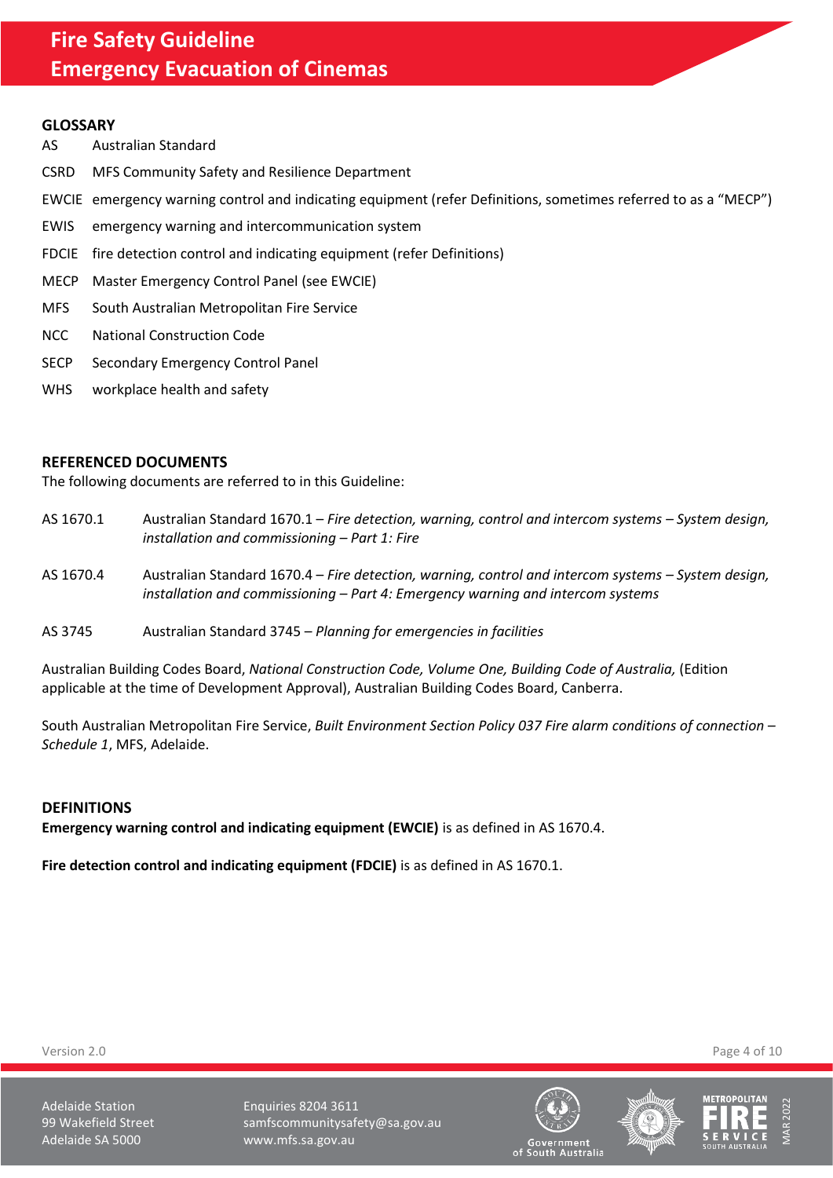## GLOSSARY

| | |
|---|---|
| AS | Australian Standard |
| CSRD | MFS Community Safety and Resilience Department |
| EWCIE | emergency warning control and indicating equipment (refer Definitions, sometimes referred to as a "MECP") |
| EWIS | emergency warning and intercommunication system |
| FDCIE | fire detection control and indicating equipment (refer Definitions) |
| MECP | Master Emergency Control Panel (see EWCIE) |
| MFS | South Australian Metropolitan Fire Service |
| NCC | National Construction Code |
| SECP | Secondary Emergency Control Panel |
| WHS | workplace health and safety |

## REFERENCED DOCUMENTS

The following documents are referred to in this Guideline:

| | |
|---|---|
| AS 1670.1 | Australian Standard 1670.1 – *Fire detection, warning, control and intercom systems – System design, installation and commissioning – Part 1: Fire* |
| AS 1670.4 | Australian Standard 1670.4 – *Fire detection, warning, control and intercom systems – System design, installation and commissioning – Part 4: Emergency warning and intercom systems* |
| AS 3745 | Australian Standard 3745 – *Planning for emergencies in facilities* |

Australian Building Codes Board, *National Construction Code, Volume One, Building Code of Australia,* (Edition applicable at the time of Development Approval), Australian Building Codes Board, Canberra.

South Australian Metropolitan Fire Service, *Built Environment Section Policy 037 Fire alarm conditions of connection – Schedule 1*, MFS, Adelaide.

## DEFINITIONS

**Emergency warning control and indicating equipment (EWCIE)** is as defined in AS 1670.4.

**Fire detection control and indicating equipment (FDCIE)** is as defined in AS 1670.1.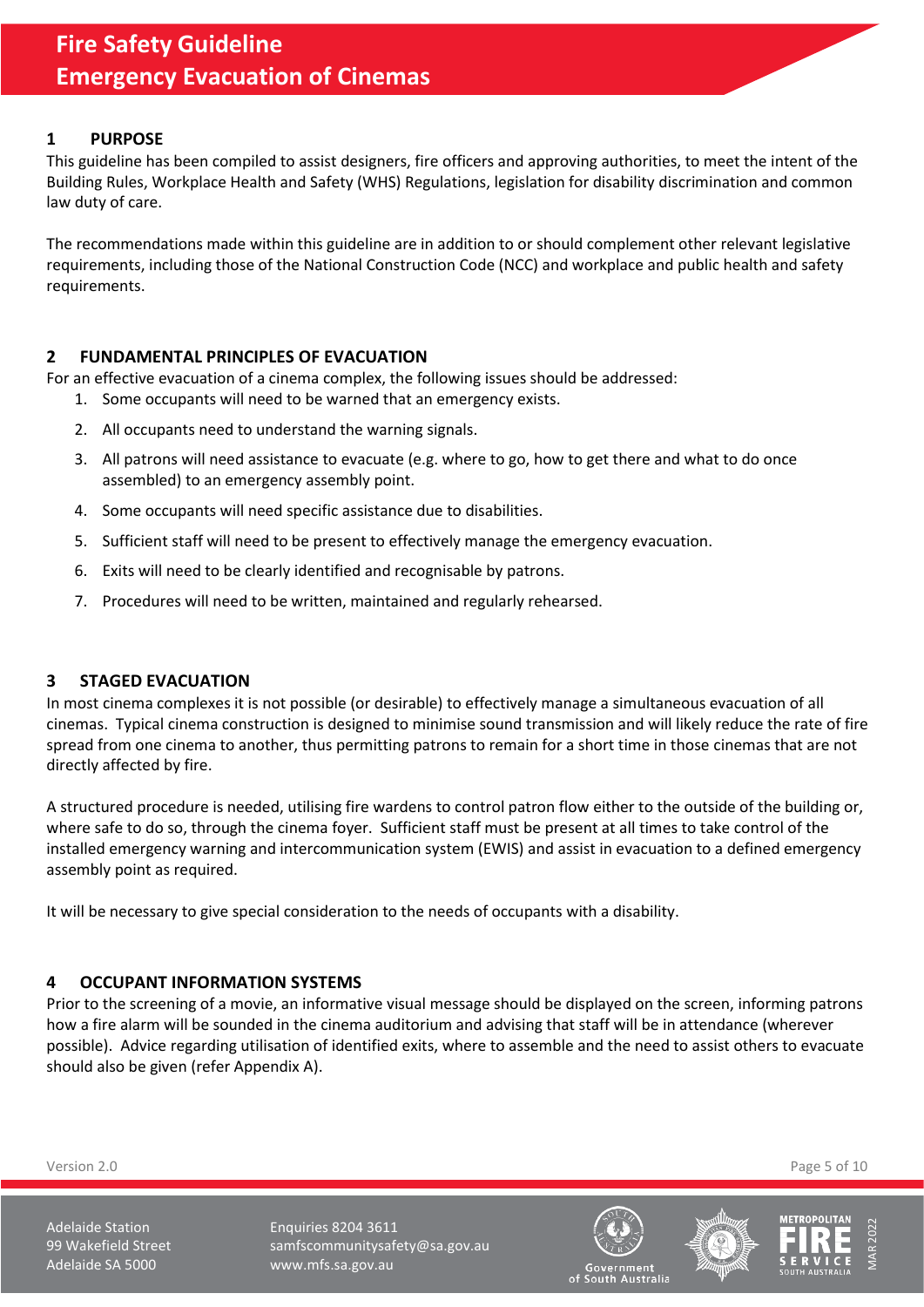## 1 PURPOSE

This guideline has been compiled to assist designers, fire officers and approving authorities, to meet the intent of the Building Rules, Workplace Health and Safety (WHS) Regulations, legislation for disability discrimination and common law duty of care.

The recommendations made within this guideline are in addition to or should complement other relevant legislative requirements, including those of the National Construction Code (NCC) and workplace and public health and safety requirements.

## 2 FUNDAMENTAL PRINCIPLES OF EVACUATION

For an effective evacuation of a cinema complex, the following issues should be addressed:

1. Some occupants will need to be warned that an emergency exists.
2. All occupants need to understand the warning signals.
3. All patrons will need assistance to evacuate (e.g. where to go, how to get there and what to do once assembled) to an emergency assembly point.
4. Some occupants will need specific assistance due to disabilities.
5. Sufficient staff will need to be present to effectively manage the emergency evacuation.
6. Exits will need to be clearly identified and recognisable by patrons.
7. Procedures will need to be written, maintained and regularly rehearsed.

## 3 STAGED EVACUATION

In most cinema complexes it is not possible (or desirable) to effectively manage a simultaneous evacuation of all cinemas. Typical cinema construction is designed to minimise sound transmission and will likely reduce the rate of fire spread from one cinema to another, thus permitting patrons to remain for a short time in those cinemas that are not directly affected by fire.

A structured procedure is needed, utilising fire wardens to control patron flow either to the outside of the building or, where safe to do so, through the cinema foyer. Sufficient staff must be present at all times to take control of the installed emergency warning and intercommunication system (EWIS) and assist in evacuation to a defined emergency assembly point as required.

It will be necessary to give special consideration to the needs of occupants with a disability.

## 4 OCCUPANT INFORMATION SYSTEMS

Prior to the screening of a movie, an informative visual message should be displayed on the screen, informing patrons how a fire alarm will be sounded in the cinema auditorium and advising that staff will be in attendance (wherever possible). Advice regarding utilisation of identified exits, where to assemble and the need to assist others to evacuate should also be given (refer Appendix A).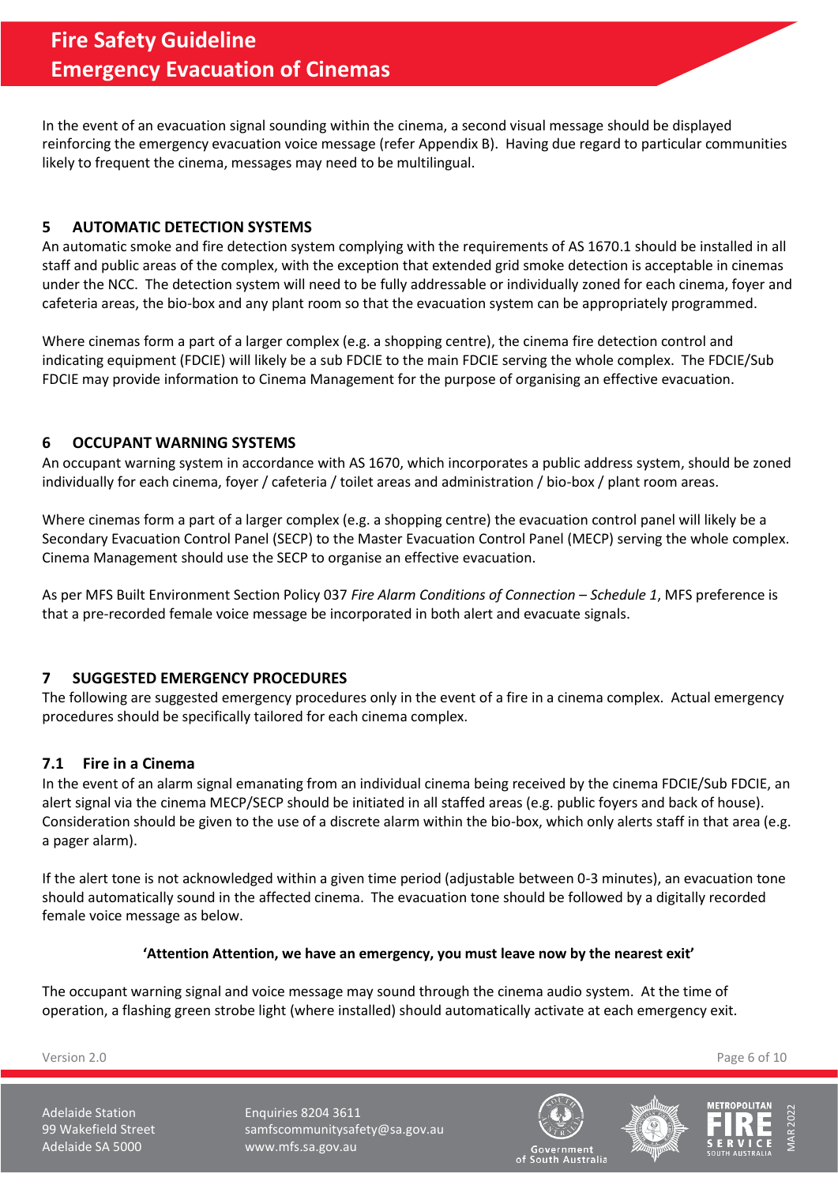In the event of an evacuation signal sounding within the cinema, a second visual message should be displayed reinforcing the emergency evacuation voice message (refer Appendix B). Having due regard to particular communities likely to frequent the cinema, messages may need to be multilingual.

## 5 AUTOMATIC DETECTION SYSTEMS

An automatic smoke and fire detection system complying with the requirements of AS 1670.1 should be installed in all staff and public areas of the complex, with the exception that extended grid smoke detection is acceptable in cinemas under the NCC. The detection system will need to be fully addressable or individually zoned for each cinema, foyer and cafeteria areas, the bio-box and any plant room so that the evacuation system can be appropriately programmed.

Where cinemas form a part of a larger complex (e.g. a shopping centre), the cinema fire detection control and indicating equipment (FDCIE) will likely be a sub FDCIE to the main FDCIE serving the whole complex. The FDCIE/Sub FDCIE may provide information to Cinema Management for the purpose of organising an effective evacuation.

## 6 OCCUPANT WARNING SYSTEMS

An occupant warning system in accordance with AS 1670, which incorporates a public address system, should be zoned individually for each cinema, foyer / cafeteria / toilet areas and administration / bio-box / plant room areas.

Where cinemas form a part of a larger complex (e.g. a shopping centre) the evacuation control panel will likely be a Secondary Evacuation Control Panel (SECP) to the Master Evacuation Control Panel (MECP) serving the whole complex. Cinema Management should use the SECP to organise an effective evacuation.

As per MFS Built Environment Section Policy 037 *Fire Alarm Conditions of Connection – Schedule 1*, MFS preference is that a pre-recorded female voice message be incorporated in both alert and evacuate signals.

## 7 SUGGESTED EMERGENCY PROCEDURES

The following are suggested emergency procedures only in the event of a fire in a cinema complex. Actual emergency procedures should be specifically tailored for each cinema complex.

### 7.1 Fire in a Cinema

In the event of an alarm signal emanating from an individual cinema being received by the cinema FDCIE/Sub FDCIE, an alert signal via the cinema MECP/SECP should be initiated in all staffed areas (e.g. public foyers and back of house). Consideration should be given to the use of a discrete alarm within the bio-box, which only alerts staff in that area (e.g. a pager alarm).

If the alert tone is not acknowledged within a given time period (adjustable between 0-3 minutes), an evacuation tone should automatically sound in the affected cinema. The evacuation tone should be followed by a digitally recorded female voice message as below.

**'Attention Attention, we have an emergency, you must leave now by the nearest exit'**

The occupant warning signal and voice message may sound through the cinema audio system. At the time of operation, a flashing green strobe light (where installed) should automatically activate at each emergency exit.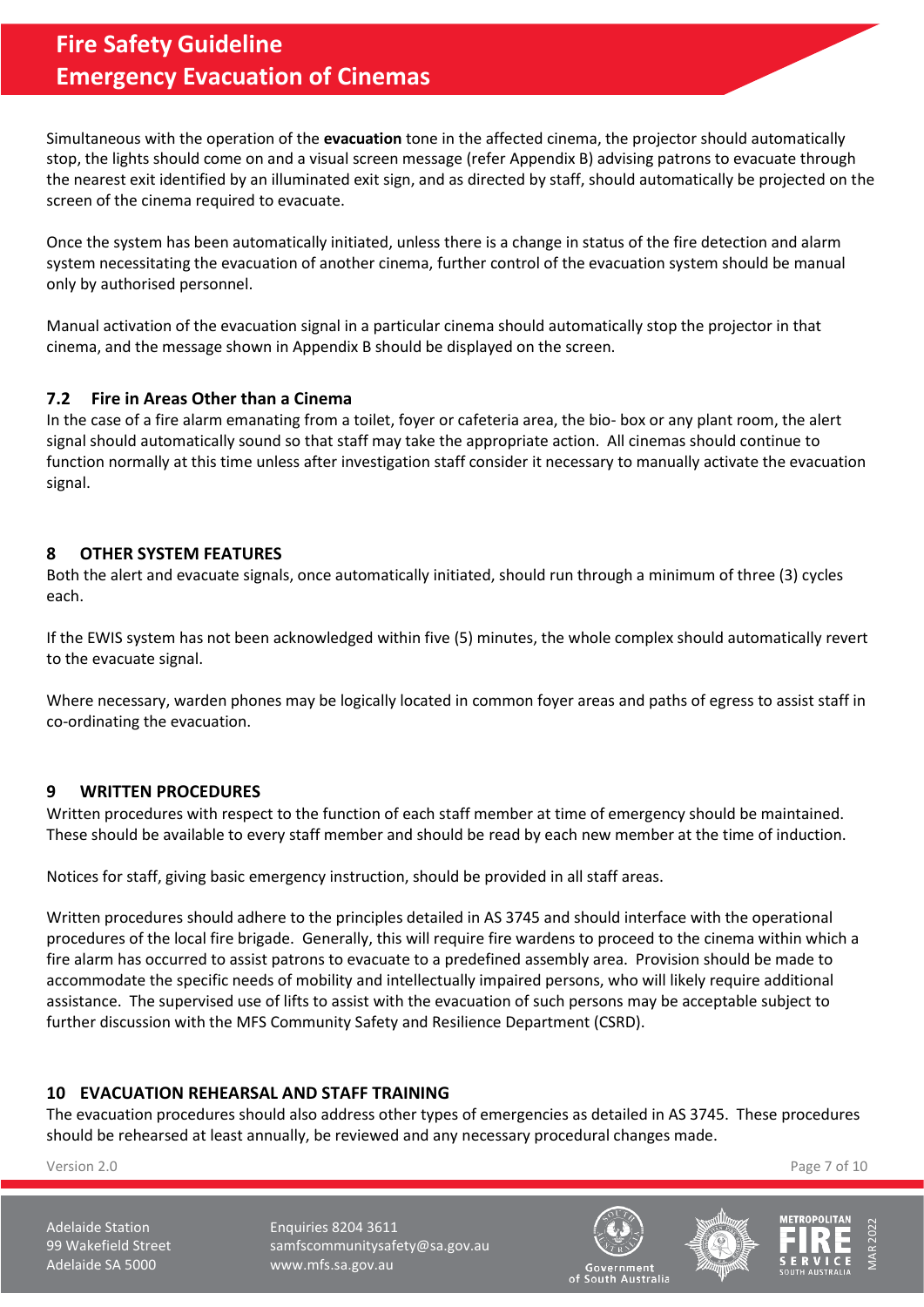Simultaneous with the operation of the **evacuation** tone in the affected cinema, the projector should automatically stop, the lights should come on and a visual screen message (refer Appendix B) advising patrons to evacuate through the nearest exit identified by an illuminated exit sign, and as directed by staff, should automatically be projected on the screen of the cinema required to evacuate.

Once the system has been automatically initiated, unless there is a change in status of the fire detection and alarm system necessitating the evacuation of another cinema, further control of the evacuation system should be manual only by authorised personnel.

Manual activation of the evacuation signal in a particular cinema should automatically stop the projector in that cinema, and the message shown in Appendix B should be displayed on the screen.

### 7.2 Fire in Areas Other than a Cinema

In the case of a fire alarm emanating from a toilet, foyer or cafeteria area, the bio- box or any plant room, the alert signal should automatically sound so that staff may take the appropriate action. All cinemas should continue to function normally at this time unless after investigation staff consider it necessary to manually activate the evacuation signal.

## 8 OTHER SYSTEM FEATURES

Both the alert and evacuate signals, once automatically initiated, should run through a minimum of three (3) cycles each.

If the EWIS system has not been acknowledged within five (5) minutes, the whole complex should automatically revert to the evacuate signal.

Where necessary, warden phones may be logically located in common foyer areas and paths of egress to assist staff in co-ordinating the evacuation.

## 9 WRITTEN PROCEDURES

Written procedures with respect to the function of each staff member at time of emergency should be maintained. These should be available to every staff member and should be read by each new member at the time of induction.

Notices for staff, giving basic emergency instruction, should be provided in all staff areas.

Written procedures should adhere to the principles detailed in AS 3745 and should interface with the operational procedures of the local fire brigade. Generally, this will require fire wardens to proceed to the cinema within which a fire alarm has occurred to assist patrons to evacuate to a predefined assembly area. Provision should be made to accommodate the specific needs of mobility and intellectually impaired persons, who will likely require additional assistance. The supervised use of lifts to assist with the evacuation of such persons may be acceptable subject to further discussion with the MFS Community Safety and Resilience Department (CSRD).

## 10 EVACUATION REHEARSAL AND STAFF TRAINING

The evacuation procedures should also address other types of emergencies as detailed in AS 3745. These procedures should be rehearsed at least annually, be reviewed and any necessary procedural changes made.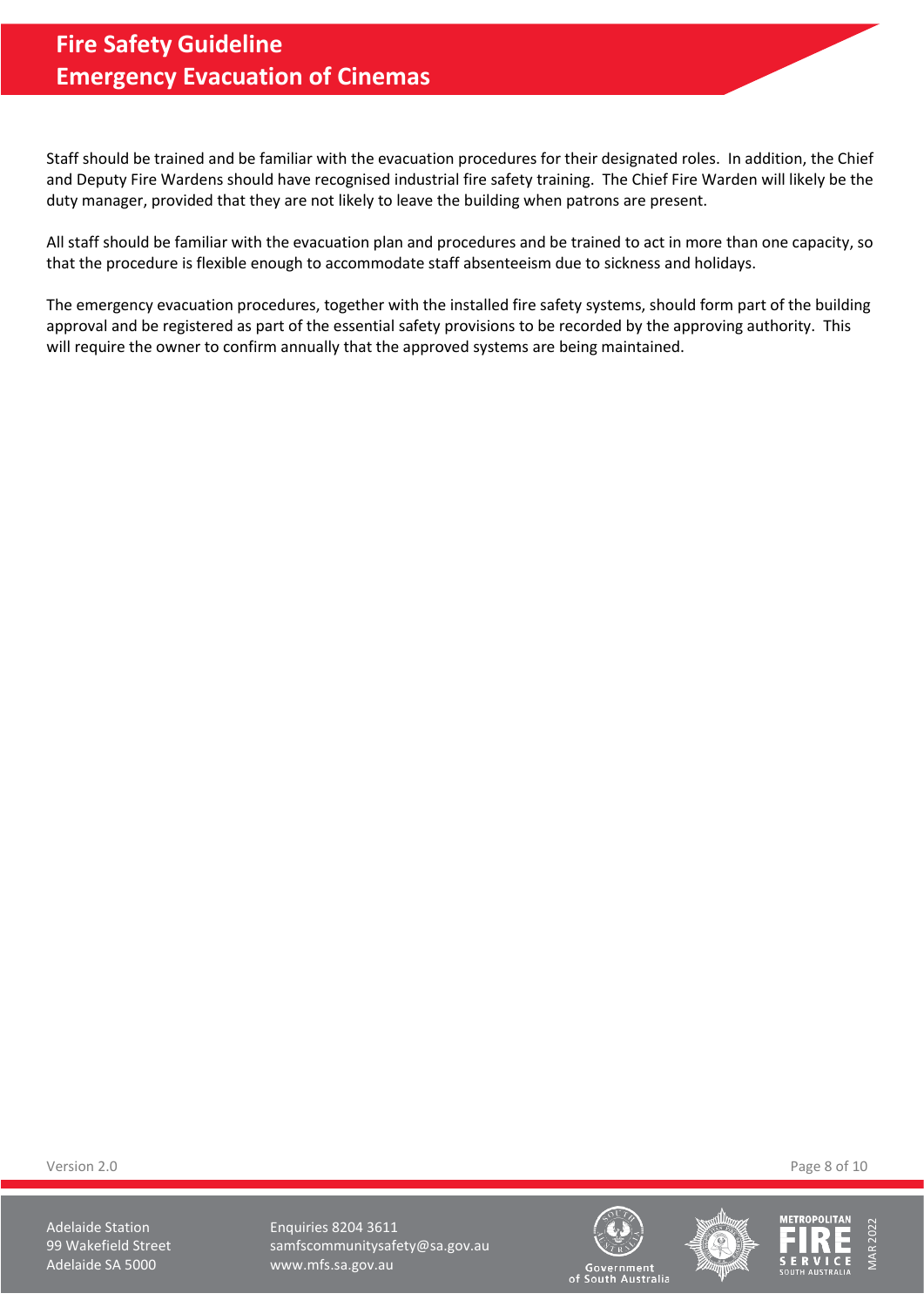Staff should be trained and be familiar with the evacuation procedures for their designated roles. In addition, the Chief and Deputy Fire Wardens should have recognised industrial fire safety training. The Chief Fire Warden will likely be the duty manager, provided that they are not likely to leave the building when patrons are present.

All staff should be familiar with the evacuation plan and procedures and be trained to act in more than one capacity, so that the procedure is flexible enough to accommodate staff absenteeism due to sickness and holidays.

The emergency evacuation procedures, together with the installed fire safety systems, should form part of the building approval and be registered as part of the essential safety provisions to be recorded by the approving authority. This will require the owner to confirm annually that the approved systems are being maintained.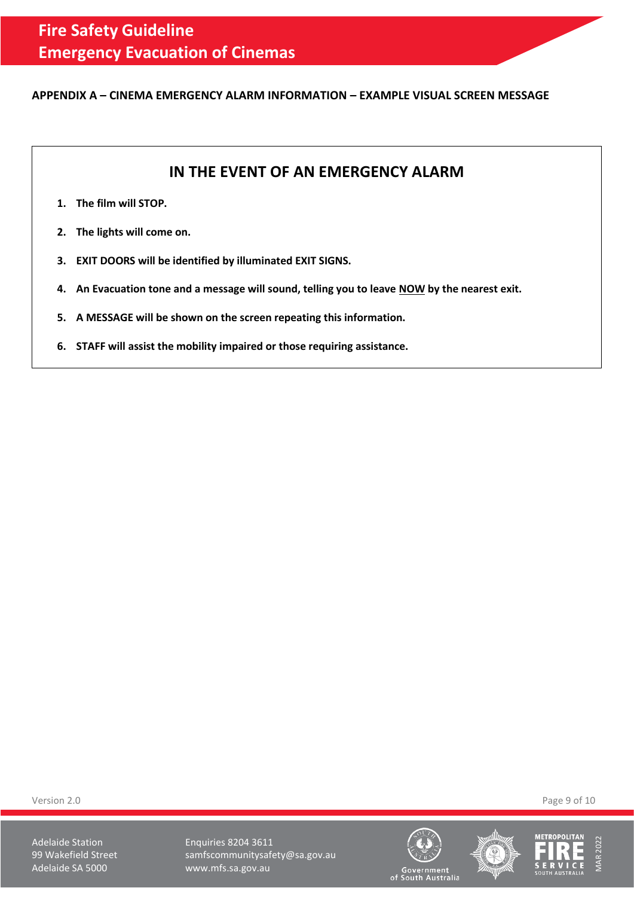## APPENDIX A – CINEMA EMERGENCY ALARM INFORMATION – EXAMPLE VISUAL SCREEN MESSAGE

### IN THE EVENT OF AN EMERGENCY ALARM

1. **The film will STOP.**
2. **The lights will come on.**
3. **EXIT DOORS will be identified by illuminated EXIT SIGNS.**
4. **An Evacuation tone and a message will sound, telling you to leave NOW by the nearest exit.**
5. **A MESSAGE will be shown on the screen repeating this information.**
6. **STAFF will assist the mobility impaired or those requiring assistance.**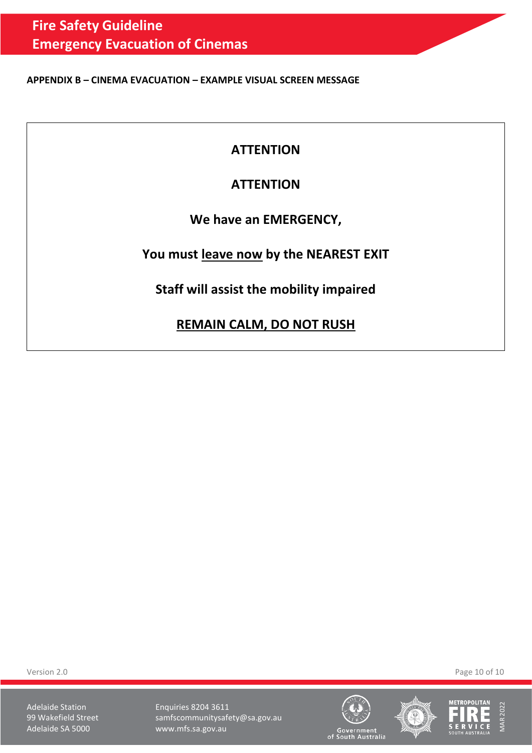**APPENDIX B – CINEMA EVACUATION – EXAMPLE VISUAL SCREEN MESSAGE**

**ATTENTION**

**ATTENTION**

**We have an EMERGENCY,**

**You must <u>leave now</u> by the NEAREST EXIT**

**Staff will assist the mobility impaired**

**<u>REMAIN CALM, DO NOT RUSH</u>**